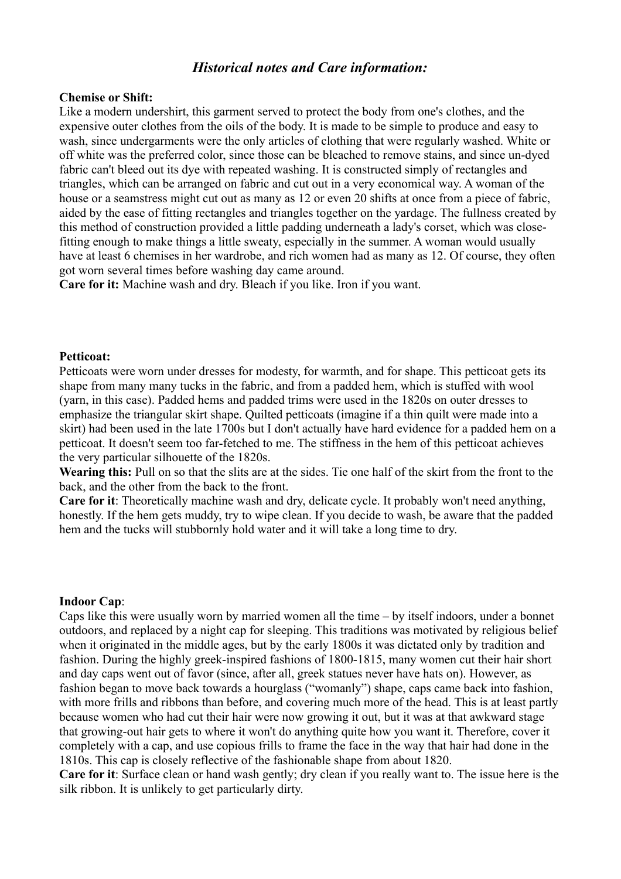# *Historical notes and Care information:*

**Chemise or Shift:**
Like a modern undershirt, this garment served to protect the body from one's clothes, and the expensive outer clothes from the oils of the body. It is made to be simple to produce and easy to wash, since undergarments were the only articles of clothing that were regularly washed. White or off white was the preferred color, since those can be bleached to remove stains, and since un-dyed fabric can't bleed out its dye with repeated washing. It is constructed simply of rectangles and triangles, which can be arranged on fabric and cut out in a very economical way. A woman of the house or a seamstress might cut out as many as 12 or even 20 shifts at once from a piece of fabric, aided by the ease of fitting rectangles and triangles together on the yardage. The fullness created by this method of construction provided a little padding underneath a lady's corset, which was close-fitting enough to make things a little sweaty, especially in the summer. A woman would usually have at least 6 chemises in her wardrobe, and rich women had as many as 12. Of course, they often got worn several times before washing day came around.
**Care for it:** Machine wash and dry. Bleach if you like. Iron if you want.

**Petticoat:**
Petticoats were worn under dresses for modesty, for warmth, and for shape. This petticoat gets its shape from many many tucks in the fabric, and from a padded hem, which is stuffed with wool (yarn, in this case). Padded hems and padded trims were used in the 1820s on outer dresses to emphasize the triangular skirt shape. Quilted petticoats (imagine if a thin quilt were made into a skirt) had been used in the late 1700s but I don't actually have hard evidence for a padded hem on a petticoat. It doesn't seem too far-fetched to me. The stiffness in the hem of this petticoat achieves the very particular silhouette of the 1820s.
**Wearing this:** Pull on so that the slits are at the sides. Tie one half of the skirt from the front to the back, and the other from the back to the front.
**Care for it**: Theoretically machine wash and dry, delicate cycle. It probably won't need anything, honestly. If the hem gets muddy, try to wipe clean. If you decide to wash, be aware that the padded hem and the tucks will stubbornly hold water and it will take a long time to dry.

**Indoor Cap**:
Caps like this were usually worn by married women all the time – by itself indoors, under a bonnet outdoors, and replaced by a night cap for sleeping. This traditions was motivated by religious belief when it originated in the middle ages, but by the early 1800s it was dictated only by tradition and fashion. During the highly greek-inspired fashions of 1800-1815, many women cut their hair short and day caps went out of favor (since, after all, greek statues never have hats on). However, as fashion began to move back towards a hourglass ("womanly") shape, caps came back into fashion, with more frills and ribbons than before, and covering much more of the head. This is at least partly because women who had cut their hair were now growing it out, but it was at that awkward stage that growing-out hair gets to where it won't do anything quite how you want it. Therefore, cover it completely with a cap, and use copious frills to frame the face in the way that hair had done in the 1810s. This cap is closely reflective of the fashionable shape from about 1820.
**Care for it**: Surface clean or hand wash gently; dry clean if you really want to. The issue here is the silk ribbon. It is unlikely to get particularly dirty.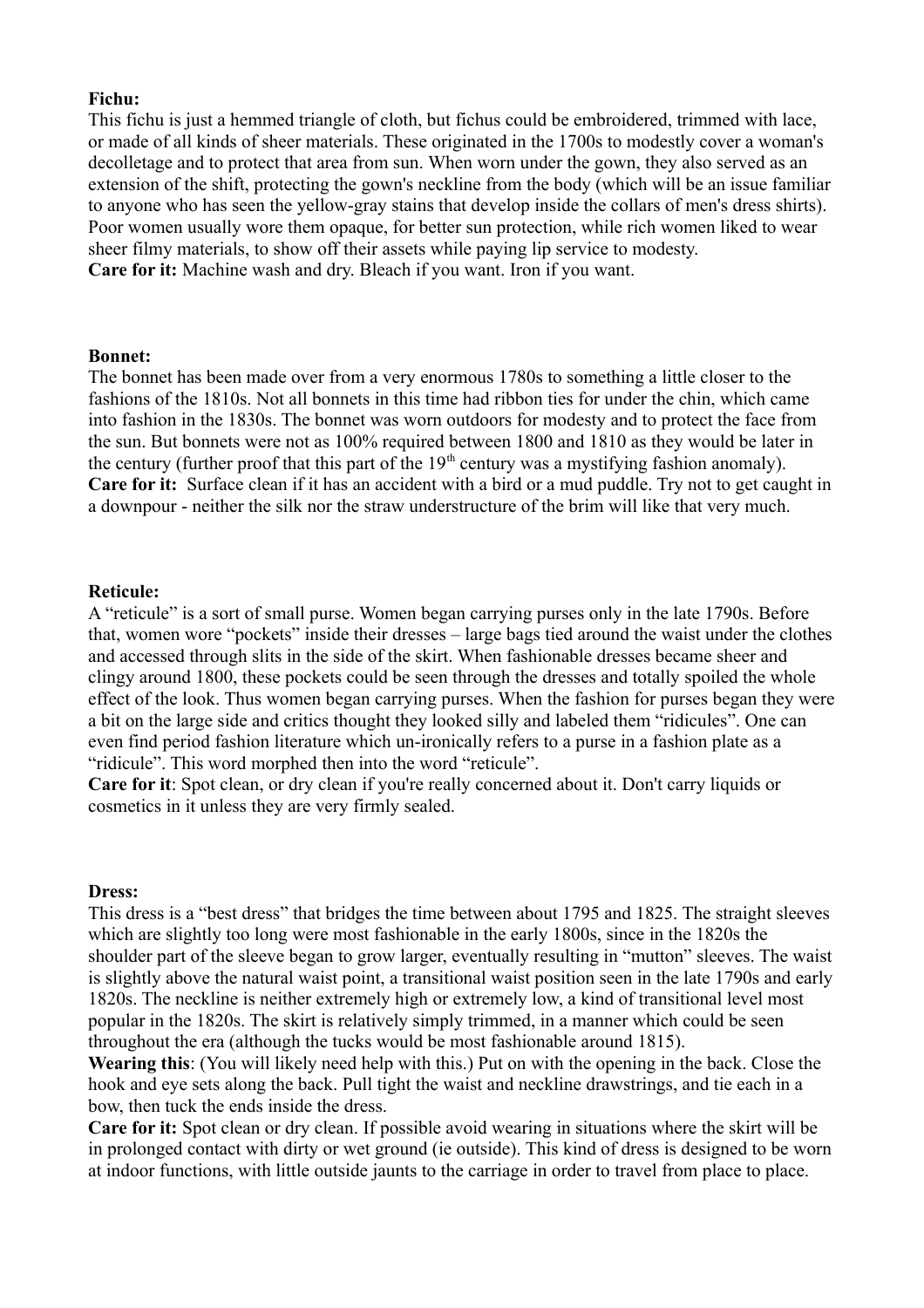**Fichu:**
This fichu is just a hemmed triangle of cloth, but fichus could be embroidered, trimmed with lace, or made of all kinds of sheer materials. These originated in the 1700s to modestly cover a woman's decolletage and to protect that area from sun. When worn under the gown, they also served as an extension of the shift, protecting the gown's neckline from the body (which will be an issue familiar to anyone who has seen the yellow-gray stains that develop inside the collars of men's dress shirts). Poor women usually wore them opaque, for better sun protection, while rich women liked to wear sheer filmy materials, to show off their assets while paying lip service to modesty.
**Care for it:** Machine wash and dry. Bleach if you want. Iron if you want.

**Bonnet:**
The bonnet has been made over from a very enormous 1780s to something a little closer to the fashions of the 1810s. Not all bonnets in this time had ribbon ties for under the chin, which came into fashion in the 1830s. The bonnet was worn outdoors for modesty and to protect the face from the sun. But bonnets were not as 100% required between 1800 and 1810 as they would be later in the century (further proof that this part of the 19th century was a mystifying fashion anomaly).
**Care for it:** Surface clean if it has an accident with a bird or a mud puddle. Try not to get caught in a downpour - neither the silk nor the straw understructure of the brim will like that very much.

**Reticule:**
A "reticule" is a sort of small purse. Women began carrying purses only in the late 1790s. Before that, women wore "pockets" inside their dresses – large bags tied around the waist under the clothes and accessed through slits in the side of the skirt. When fashionable dresses became sheer and clingy around 1800, these pockets could be seen through the dresses and totally spoiled the whole effect of the look. Thus women began carrying purses. When the fashion for purses began they were a bit on the large side and critics thought they looked silly and labeled them "ridicules". One can even find period fashion literature which un-ironically refers to a purse in a fashion plate as a "ridicule". This word morphed then into the word "reticule".
**Care for it**: Spot clean, or dry clean if you're really concerned about it. Don't carry liquids or cosmetics in it unless they are very firmly sealed.

**Dress:**
This dress is a "best dress" that bridges the time between about 1795 and 1825. The straight sleeves which are slightly too long were most fashionable in the early 1800s, since in the 1820s the shoulder part of the sleeve began to grow larger, eventually resulting in "mutton" sleeves. The waist is slightly above the natural waist point, a transitional waist position seen in the late 1790s and early 1820s. The neckline is neither extremely high or extremely low, a kind of transitional level most popular in the 1820s. The skirt is relatively simply trimmed, in a manner which could be seen throughout the era (although the tucks would be most fashionable around 1815).
**Wearing this**: (You will likely need help with this.) Put on with the opening in the back. Close the hook and eye sets along the back. Pull tight the waist and neckline drawstrings, and tie each in a bow, then tuck the ends inside the dress.
**Care for it:** Spot clean or dry clean. If possible avoid wearing in situations where the skirt will be in prolonged contact with dirty or wet ground (ie outside). This kind of dress is designed to be worn at indoor functions, with little outside jaunts to the carriage in order to travel from place to place.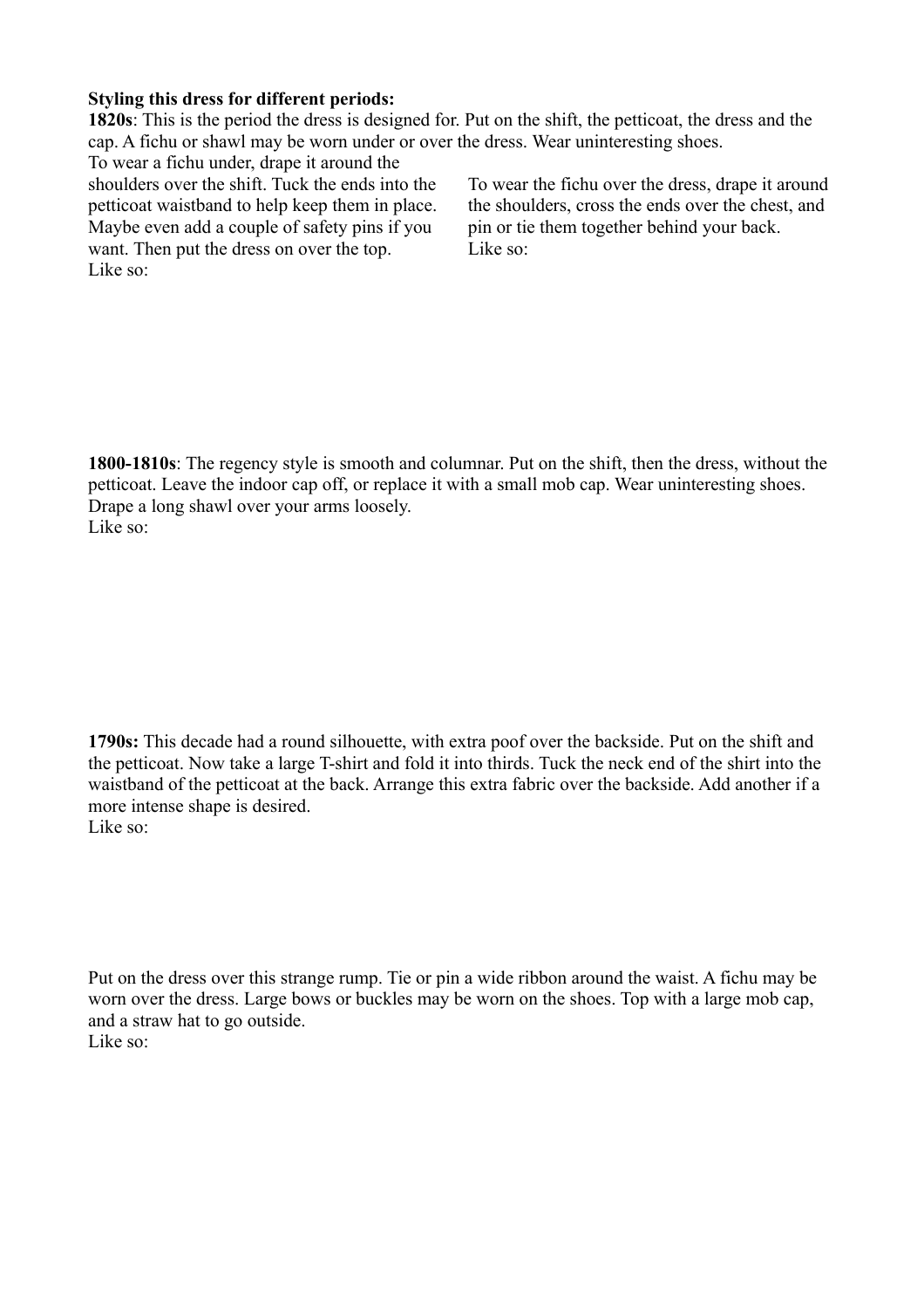**Styling this dress for different periods:**

**1820s**: This is the period the dress is designed for. Put on the shift, the petticoat, the dress and the cap. A fichu or shawl may be worn under or over the dress. Wear uninteresting shoes.

To wear a fichu under, drape it around the shoulders over the shift. Tuck the ends into the petticoat waistband to help keep them in place. Maybe even add a couple of safety pins if you want. Then put the dress on over the top.
Like so:

To wear the fichu over the dress, drape it around the shoulders, cross the ends over the chest, and pin or tie them together behind your back.
Like so:

**1800-1810s**: The regency style is smooth and columnar. Put on the shift, then the dress, without the petticoat. Leave the indoor cap off, or replace it with a small mob cap. Wear uninteresting shoes. Drape a long shawl over your arms loosely.
Like so:

**1790s:** This decade had a round silhouette, with extra poof over the backside. Put on the shift and the petticoat. Now take a large T-shirt and fold it into thirds. Tuck the neck end of the shirt into the waistband of the petticoat at the back. Arrange this extra fabric over the backside. Add another if a more intense shape is desired.
Like so:

Put on the dress over this strange rump. Tie or pin a wide ribbon around the waist. A fichu may be worn over the dress. Large bows or buckles may be worn on the shoes. Top with a large mob cap, and a straw hat to go outside.
Like so: